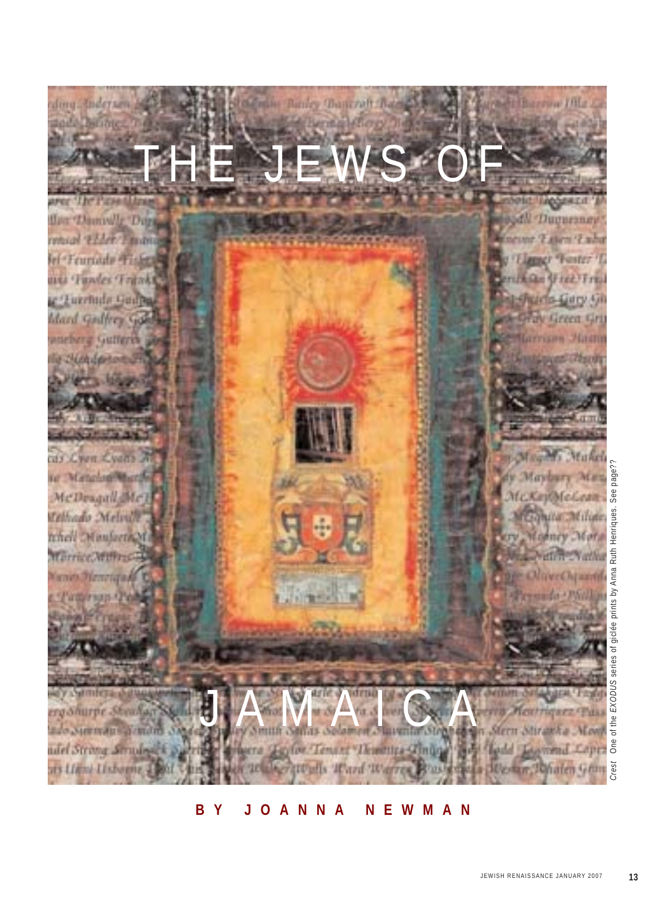# THE JEWS OF JAMAICA

**BY JOANNA NEWMAN**

*Crest* One of the *EXODUS* series of giclée prints by Anna Ruth Henriques. See page??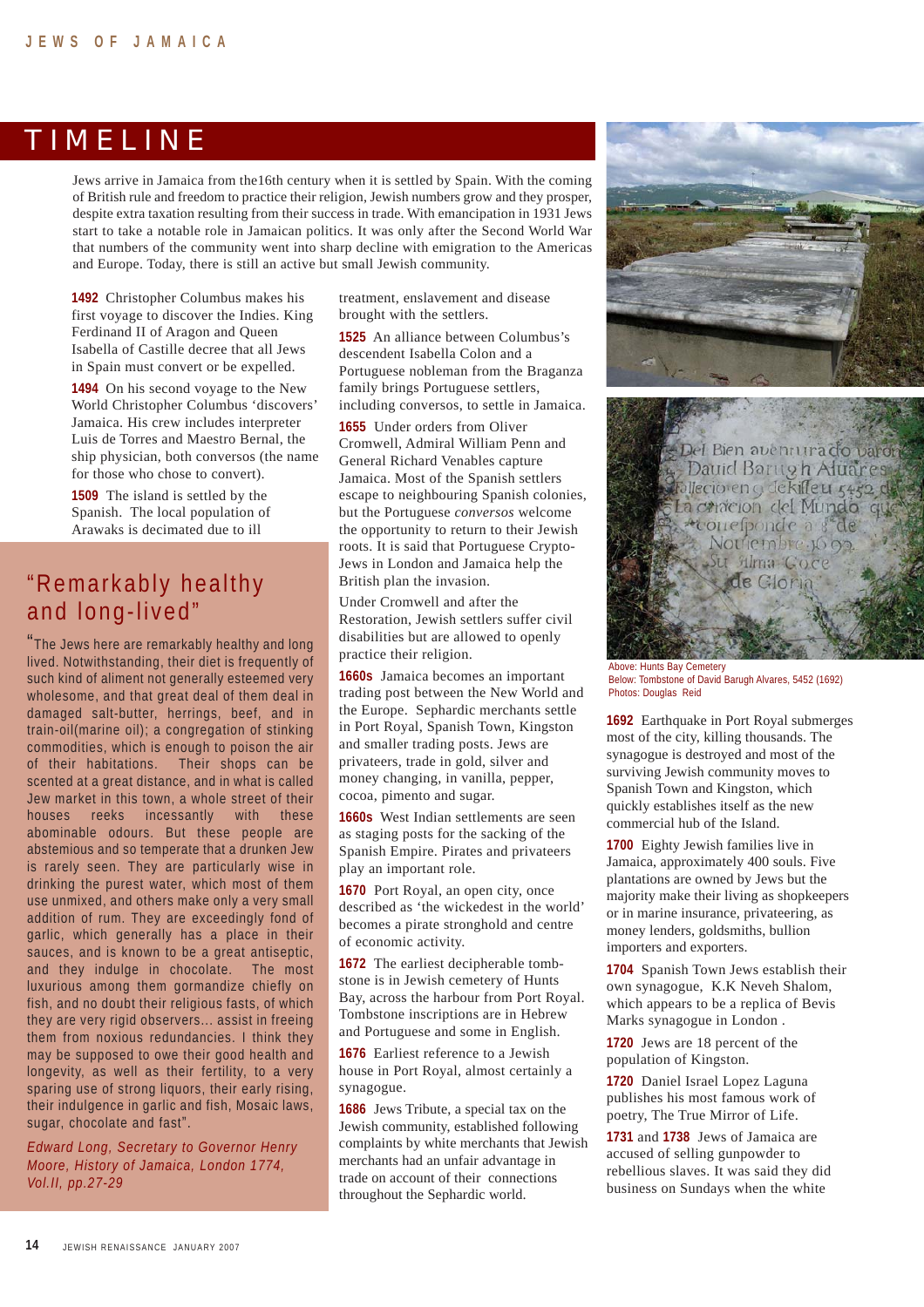# TIMELINE

Jews arrive in Jamaica from the16th century when it is settled by Spain. With the coming of British rule and freedom to practice their religion, Jewish numbers grow and they prosper, despite extra taxation resulting from their success in trade. With emancipation in 1931 Jews start to take a notable role in Jamaican politics. It was only after the Second World War that numbers of the community went into sharp decline with emigration to the Americas and Europe. Today, there is still an active but small Jewish community.

**1492** Christopher Columbus makes his first voyage to discover the Indies. King Ferdinand II of Aragon and Queen Isabella of Castille decree that all Jews in Spain must convert or be expelled.

**1494** On his second voyage to the New World Christopher Columbus 'discovers' Jamaica. His crew includes interpreter Luis de Torres and Maestro Bernal, the ship physician, both conversos (the name for those who chose to convert).

**1509** The island is settled by the Spanish. The local population of Arawaks is decimated due to ill treatment, enslavement and disease brought with the settlers.

**1525** An alliance between Columbus's descendent Isabella Colon and a Portuguese nobleman from the Braganza family brings Portuguese settlers, including conversos, to settle in Jamaica.

**1655** Under orders from Oliver Cromwell, Admiral William Penn and General Richard Venables capture Jamaica. Most of the Spanish settlers escape to neighbouring Spanish colonies, but the Portuguese *conversos* welcome the opportunity to return to their Jewish roots. It is said that Portuguese Crypto-Jews in London and Jamaica help the British plan the invasion.

Under Cromwell and after the Restoration, Jewish settlers suffer civil disabilities but are allowed to openly practice their religion.

**1660s** Jamaica becomes an important trading post between the New World and the Europe. Sephardic merchants settle in Port Royal, Spanish Town, Kingston and smaller trading posts. Jews are privateers, trade in gold, silver and money changing, in vanilla, pepper, cocoa, pimento and sugar.

**1660s** West Indian settlements are seen as staging posts for the sacking of the Spanish Empire. Pirates and privateers play an important role.

**1670** Port Royal, an open city, once described as 'the wickedest in the world' becomes a pirate stronghold and centre of economic activity.

**1672** The earliest decipherable tombstone is in Jewish cemetery of Hunts Bay, across the harbour from Port Royal. Tombstone inscriptions are in Hebrew and Portuguese and some in English.

**1676** Earliest reference to a Jewish house in Port Royal, almost certainly a synagogue.

**1686** Jews Tribute, a special tax on the Jewish community, established following complaints by white merchants that Jewish merchants had an unfair advantage in trade on account of their connections throughout the Sephardic world.

Above: Hunts Bay Cemetery
Below: Tombstone of David Barugh Alvares, 5452 (1692)
Photos: Douglas Reid

**1692** Earthquake in Port Royal submerges most of the city, killing thousands. The synagogue is destroyed and most of the surviving Jewish community moves to Spanish Town and Kingston, which quickly establishes itself as the new commercial hub of the Island.

**1700** Eighty Jewish families live in Jamaica, approximately 400 souls. Five plantations are owned by Jews but the majority make their living as shopkeepers or in marine insurance, privateering, as money lenders, goldsmiths, bullion importers and exporters.

**1704** Spanish Town Jews establish their own synagogue, K.K Neveh Shalom, which appears to be a replica of Bevis Marks synagogue in London .

**1720** Jews are 18 percent of the population of Kingston.

**1720** Daniel Israel Lopez Laguna publishes his most famous work of poetry, The True Mirror of Life.

**1731** and **1738** Jews of Jamaica are accused of selling gunpowder to rebellious slaves. It was said they did business on Sundays when the white

## "Remarkably healthy and long-lived"

"The Jews here are remarkably healthy and long lived. Notwithstanding, their diet is frequently of such kind of aliment not generally esteemed very wholesome, and that great deal of them deal in damaged salt-butter, herrings, beef, and in train-oil(marine oil); a congregation of stinking commodities, which is enough to poison the air of their habitations. Their shops can be scented at a great distance, and in what is called Jew market in this town, a whole street of their houses reeks incessantly with these abominable odours. But these people are abstemious and so temperate that a drunken Jew is rarely seen. They are particularly wise in drinking the purest water, which most of them use unmixed, and others make only a very small addition of rum. They are exceedingly fond of garlic, which generally has a place in their sauces, and is known to be a great antiseptic, and they indulge in chocolate. The most luxurious among them gormandize chiefly on fish, and no doubt their religious fasts, of which they are very rigid observers... assist in freeing them from noxious redundancies. I think they may be supposed to owe their good health and longevity, as well as their fertility, to a very sparing use of strong liquors, their early rising, their indulgence in garlic and fish, Mosaic laws, sugar, chocolate and fast".

*Edward Long, Secretary to Governor Henry Moore, History of Jamaica, London 1774, Vol.II, pp.27-29*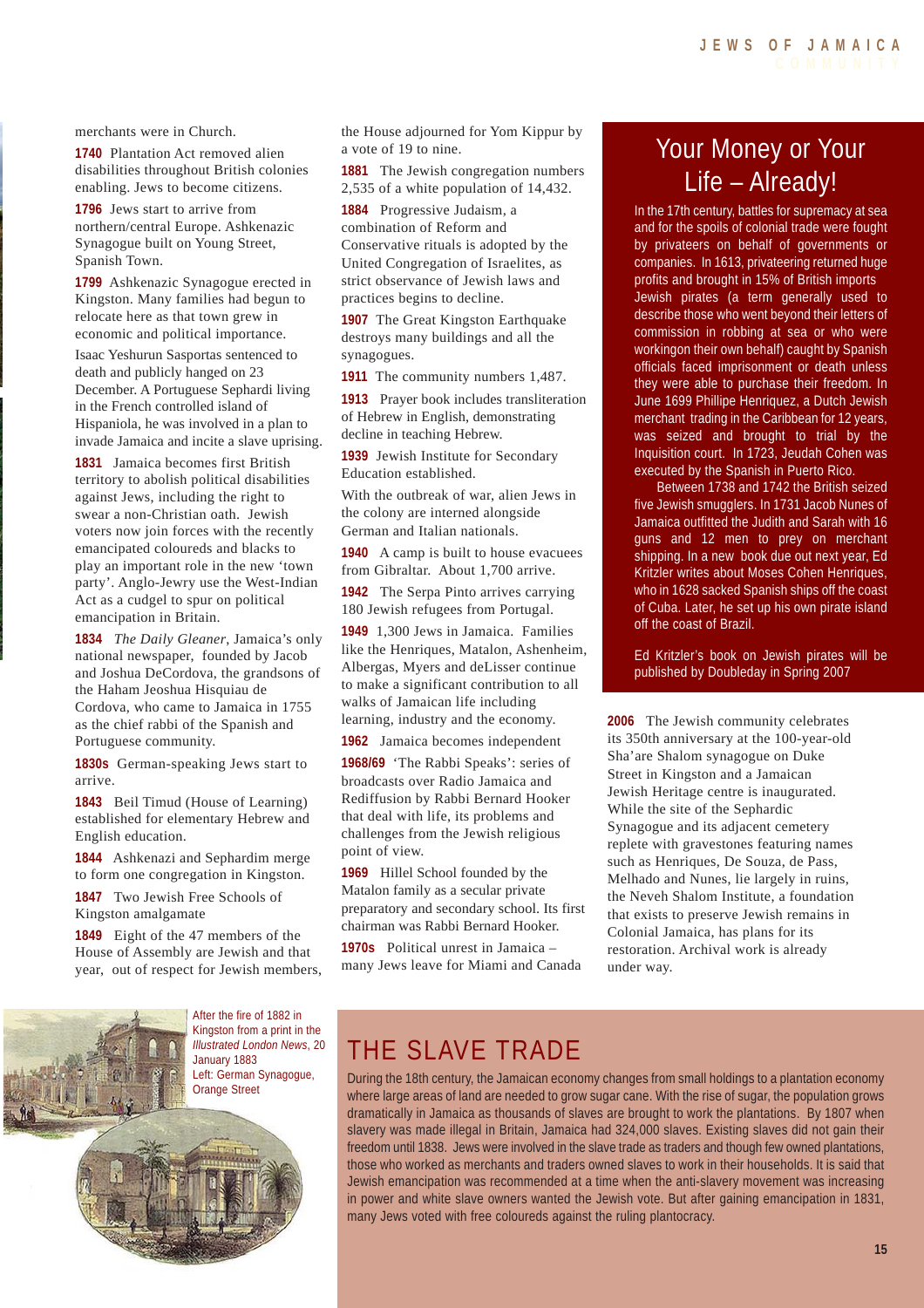merchants were in Church.

**1740** Plantation Act removed alien disabilities throughout British colonies enabling. Jews to become citizens.

**1796** Jews start to arrive from northern/central Europe. Ashkenazic Synagogue built on Young Street, Spanish Town.

**1799** Ashkenazic Synagogue erected in Kingston. Many families had begun to relocate here as that town grew in economic and political importance.

Isaac Yeshurun Sasportas sentenced to death and publicly hanged on 23 December. A Portuguese Sephardi living in the French controlled island of Hispaniola, he was involved in a plan to invade Jamaica and incite a slave uprising.

**1831** Jamaica becomes first British territory to abolish political disabilities against Jews, including the right to swear a non-Christian oath. Jewish voters now join forces with the recently emancipated coloureds and blacks to play an important role in the new 'town party'. Anglo-Jewry use the West-Indian Act as a cudgel to spur on political emancipation in Britain.

**1834** *The Daily Gleaner*, Jamaica's only national newspaper, founded by Jacob and Joshua DeCordova, the grandsons of the Haham Jeoshua Hisquiau de Cordova, who came to Jamaica in 1755 as the chief rabbi of the Spanish and Portuguese community.

**1830s** German-speaking Jews start to arrive.

**1843** Beil Timud (House of Learning) established for elementary Hebrew and English education.

**1844** Ashkenazi and Sephardim merge to form one congregation in Kingston.

**1847** Two Jewish Free Schools of Kingston amalgamate

**1849** Eight of the 47 members of the House of Assembly are Jewish and that year, out of respect for Jewish members, the House adjourned for Yom Kippur by a vote of 19 to nine.

**1881** The Jewish congregation numbers 2,535 of a white population of 14,432.

**1884** Progressive Judaism, a combination of Reform and Conservative rituals is adopted by the United Congregation of Israelites, as strict observance of Jewish laws and practices begins to decline.

**1907** The Great Kingston Earthquake destroys many buildings and all the synagogues.

**1911** The community numbers 1,487.

**1913** Prayer book includes transliteration of Hebrew in English, demonstrating decline in teaching Hebrew.

**1939** Jewish Institute for Secondary Education established.

With the outbreak of war, alien Jews in the colony are interned alongside German and Italian nationals.

**1940** A camp is built to house evacuees from Gibraltar. About 1,700 arrive.

**1942** The Serpa Pinto arrives carrying 180 Jewish refugees from Portugal.

**1949** 1,300 Jews in Jamaica. Families like the Henriques, Matalon, Ashenheim, Albergas, Myers and deLisser continue to make a significant contribution to all walks of Jamaican life including learning, industry and the economy.

**1962** Jamaica becomes independent

**1968/69** 'The Rabbi Speaks': series of broadcasts over Radio Jamaica and Rediffusion by Rabbi Bernard Hooker that deal with life, its problems and challenges from the Jewish religious point of view.

**1969** Hillel School founded by the Matalon family as a secular private preparatory and secondary school. Its first chairman was Rabbi Bernard Hooker.

**1970s** Political unrest in Jamaica – many Jews leave for Miami and Canada

## Your Money or Your Life – Already!

In the 17th century, battles for supremacy at sea and for the spoils of colonial trade were fought by privateers on behalf of governments or companies. In 1613, privateering returned huge profits and brought in 15% of British imports Jewish pirates (a term generally used to describe those who went beyond their letters of commission in robbing at sea or who were workingon their own behalf) caught by Spanish officials faced imprisonment or death unless they were able to purchase their freedom. In June 1699 Phillipe Henriquez, a Dutch Jewish merchant trading in the Caribbean for 12 years, was seized and brought to trial by the Inquisition court. In 1723, Jeudah Cohen was executed by the Spanish in Puerto Rico.

Between 1738 and 1742 the British seized five Jewish smugglers. In 1731 Jacob Nunes of Jamaica outfitted the Judith and Sarah with 16 guns and 12 men to prey on merchant shipping. In a new book due out next year, Ed Kritzler writes about Moses Cohen Henriques, who in 1628 sacked Spanish ships off the coast of Cuba. Later, he set up his own pirate island off the coast of Brazil.

Ed Kritzler's book on Jewish pirates will be published by Doubleday in Spring 2007

**2006** The Jewish community celebrates its 350th anniversary at the 100-year-old Sha'are Shalom synagogue on Duke Street in Kingston and a Jamaican Jewish Heritage centre is inaugurated. While the site of the Sephardic Synagogue and its adjacent cemetery replete with gravestones featuring names such as Henriques, De Souza, de Pass, Melhado and Nunes, lie largely in ruins, the Neveh Shalom Institute, a foundation that exists to preserve Jewish remains in Colonial Jamaica, has plans for its restoration. Archival work is already under way.

After the fire of 1882 in Kingston from a print in the *Illustrated London News*, 20 January 1883
Left: German Synagogue, Orange Street

## THE SLAVE TRADE

During the 18th century, the Jamaican economy changes from small holdings to a plantation economy where large areas of land are needed to grow sugar cane. With the rise of sugar, the population grows dramatically in Jamaica as thousands of slaves are brought to work the plantations. By 1807 when slavery was made illegal in Britain, Jamaica had 324,000 slaves. Existing slaves did not gain their freedom until 1838. Jews were involved in the slave trade as traders and though few owned plantations, those who worked as merchants and traders owned slaves to work in their households. It is said that Jewish emancipation was recommended at a time when the anti-slavery movement was increasing in power and white slave owners wanted the Jewish vote. But after gaining emancipation in 1831, many Jews voted with free coloureds against the ruling plantocracy.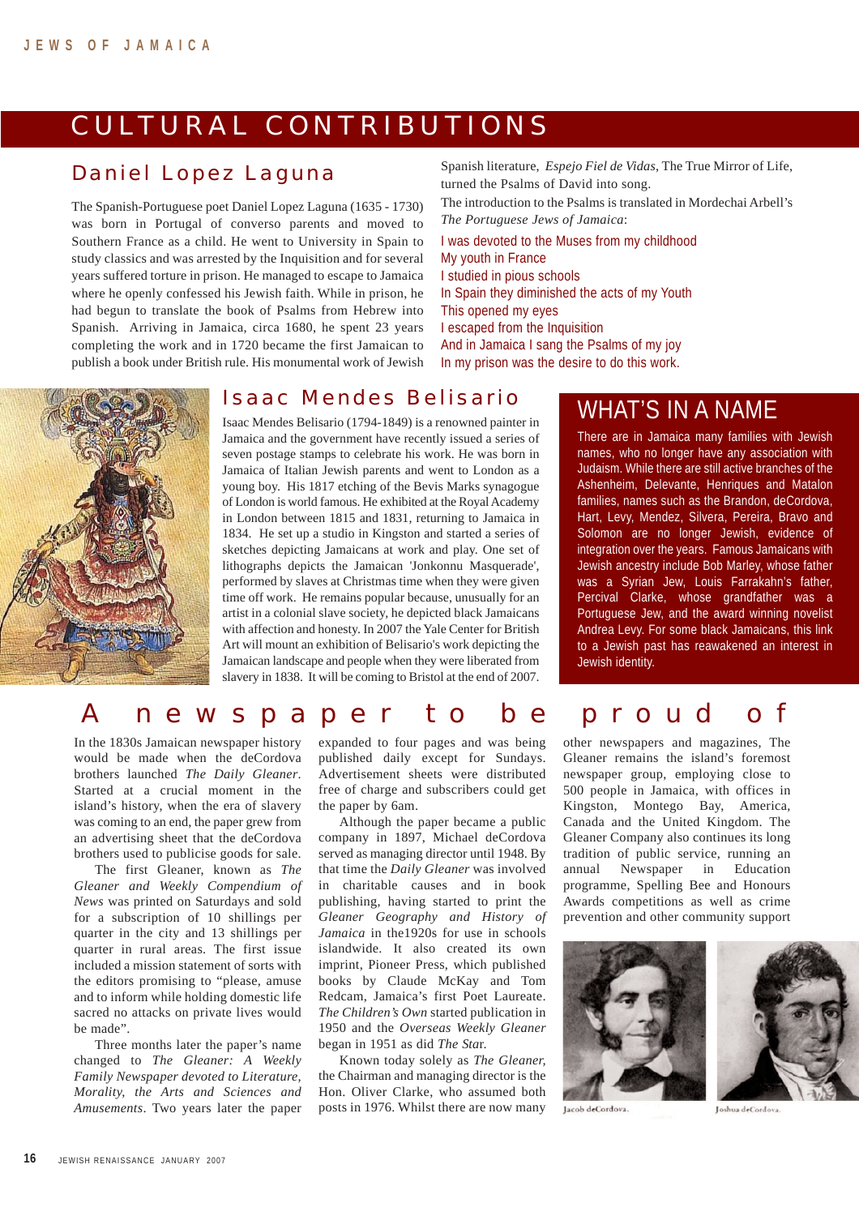# CULTURAL CONTRIBUTIONS

## Daniel Lopez Laguna

The Spanish-Portuguese poet Daniel Lopez Laguna (1635 - 1730) was born in Portugal of converso parents and moved to Southern France as a child. He went to University in Spain to study classics and was arrested by the Inquisition and for several years suffered torture in prison. He managed to escape to Jamaica where he openly confessed his Jewish faith. While in prison, he had begun to translate the book of Psalms from Hebrew into Spanish. Arriving in Jamaica, circa 1680, he spent 23 years completing the work and in 1720 became the first Jamaican to publish a book under British rule. His monumental work of Jewish Spanish literature, *Espejo Fiel de Vidas*, The True Mirror of Life, turned the Psalms of David into song.

The introduction to the Psalms is translated in Mordechai Arbell's *The Portuguese Jews of Jamaica*:

I was devoted to the Muses from my childhood
My youth in France
I studied in pious schools
In Spain they diminished the acts of my Youth
This opened my eyes
I escaped from the Inquisition
And in Jamaica I sang the Psalms of my joy
In my prison was the desire to do this work.

## Isaac Mendes Belisario

Isaac Mendes Belisario (1794-1849) is a renowned painter in Jamaica and the government have recently issued a series of seven postage stamps to celebrate his work. He was born in Jamaica of Italian Jewish parents and went to London as a young boy. His 1817 etching of the Bevis Marks synagogue of London is world famous. He exhibited at the Royal Academy in London between 1815 and 1831, returning to Jamaica in 1834. He set up a studio in Kingston and started a series of sketches depicting Jamaicans at work and play. One set of lithographs depicts the Jamaican 'Jonkonnu Masquerade', performed by slaves at Christmas time when they were given time off work. He remains popular because, unusually for an artist in a colonial slave society, he depicted black Jamaicans with affection and honesty. In 2007 the Yale Center for British Art will mount an exhibition of Belisario's work depicting the Jamaican landscape and people when they were liberated from slavery in 1838. It will be coming to Bristol at the end of 2007.

## WHAT'S IN A NAME

There are in Jamaica many families with Jewish names, who no longer have any association with Judaism. While there are still active branches of the Ashenheim, Delevante, Henriques and Matalon families, names such as the Brandon, deCordova, Hart, Levy, Mendez, Silvera, Pereira, Bravo and Solomon are no longer Jewish, evidence of integration over the years. Famous Jamaicans with Jewish ancestry include Bob Marley, whose father was a Syrian Jew, Louis Farrakahn's father, Percival Clarke, whose grandfather was a Portuguese Jew, and the award winning novelist Andrea Levy. For some black Jamaicans, this link to a Jewish past has reawakened an interest in Jewish identity.

## A newspaper to be proud of

In the 1830s Jamaican newspaper history would be made when the deCordova brothers launched *The Daily Gleaner*. Started at a crucial moment in the island's history, when the era of slavery was coming to an end, the paper grew from an advertising sheet that the deCordova brothers used to publicise goods for sale.

The first Gleaner, known as *The Gleaner and Weekly Compendium of News* was printed on Saturdays and sold for a subscription of 10 shillings per quarter in the city and 13 shillings per quarter in rural areas. The first issue included a mission statement of sorts with the editors promising to "please, amuse and to inform while holding domestic life sacred no attacks on private lives would be made".

Three months later the paper's name changed to *The Gleaner: A Weekly Family Newspaper devoted to Literature, Morality, the Arts and Sciences and Amusements*. Two years later the paper expanded to four pages and was being published daily except for Sundays. Advertisement sheets were distributed free of charge and subscribers could get the paper by 6am.

Although the paper became a public company in 1897, Michael deCordova served as managing director until 1948. By that time the *Daily Gleaner* was involved in charitable causes and in book publishing, having started to print the *Gleaner Geography and History of Jamaica* in the1920s for use in schools islandwide. It also created its own imprint, Pioneer Press, which published books by Claude McKay and Tom Redcam, Jamaica's first Poet Laureate. *The Children's Own* started publication in 1950 and the *Overseas Weekly Gleaner* began in 1951 as did *The Star.*

Known today solely as *The Gleaner,* the Chairman and managing director is the Hon. Oliver Clarke, who assumed both posts in 1976. Whilst there are now many other newspapers and magazines, The Gleaner remains the island's foremost newspaper group, employing close to 500 people in Jamaica, with offices in Kingston, Montego Bay, America, Canada and the United Kingdom. The Gleaner Company also continues its long tradition of public service, running an annual Newspaper in Education programme, Spelling Bee and Honours Awards competitions as well as crime prevention and other community support

Jacob deCordova.

Joshua deCordova.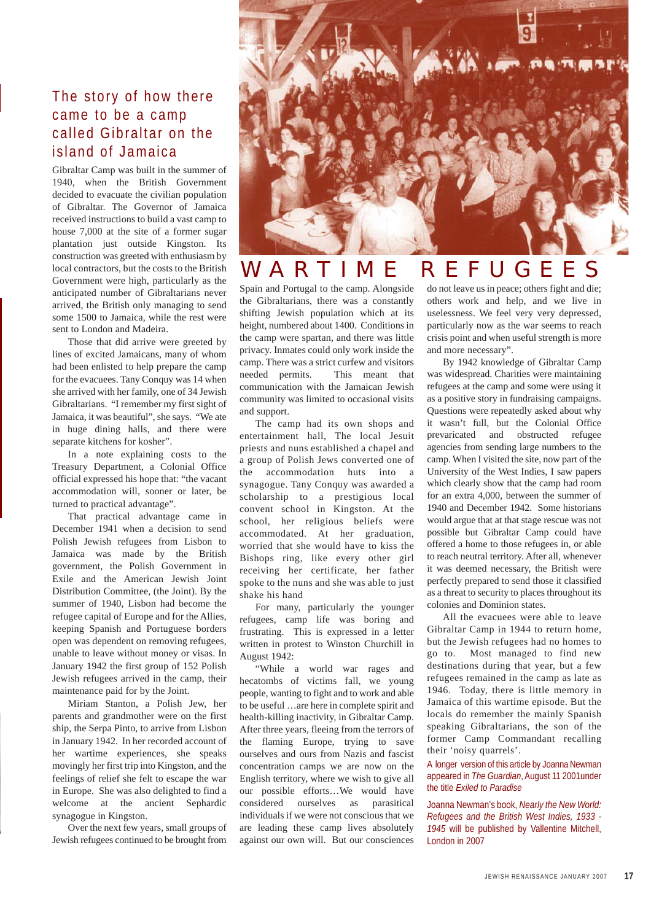# WARTIME REFUGEES

## The story of how there came to be a camp called Gibraltar on the island of Jamaica

Gibraltar Camp was built in the summer of 1940, when the British Government decided to evacuate the civilian population of Gibraltar. The Governor of Jamaica received instructions to build a vast camp to house 7,000 at the site of a former sugar plantation just outside Kingston. Its construction was greeted with enthusiasm by local contractors, but the costs to the British Government were high, particularly as the anticipated number of Gibraltarians never arrived, the British only managing to send some 1500 to Jamaica, while the rest were sent to London and Madeira.

Those that did arrive were greeted by lines of excited Jamaicans, many of whom had been enlisted to help prepare the camp for the evacuees. Tany Conquy was 14 when she arrived with her family, one of 34 Jewish Gibraltarians. "I remember my first sight of Jamaica, it was beautiful", she says. "We ate in huge dining halls, and there were separate kitchens for kosher".

In a note explaining costs to the Treasury Department, a Colonial Office official expressed his hope that: "the vacant accommodation will, sooner or later, be turned to practical advantage".

That practical advantage came in December 1941 when a decision to send Polish Jewish refugees from Lisbon to Jamaica was made by the British government, the Polish Government in Exile and the American Jewish Joint Distribution Committee, (the Joint). By the summer of 1940, Lisbon had become the refugee capital of Europe and for the Allies, keeping Spanish and Portuguese borders open was dependent on removing refugees, unable to leave without money or visas. In January 1942 the first group of 152 Polish Jewish refugees arrived in the camp, their maintenance paid for by the Joint.

Miriam Stanton, a Polish Jew, her parents and grandmother were on the first ship, the Serpa Pinto, to arrive from Lisbon in January 1942. In her recorded account of her wartime experiences, she speaks movingly her first trip into Kingston, and the feelings of relief she felt to escape the war in Europe. She was also delighted to find a welcome at the ancient Sephardic synagogue in Kingston.

Over the next few years, small groups of Jewish refugees continued to be brought from Spain and Portugal to the camp. Alongside the Gibraltarians, there was a constantly shifting Jewish population which at its height, numbered about 1400. Conditions in the camp were spartan, and there was little privacy. Inmates could only work inside the camp. There was a strict curfew and visitors needed permits. This meant that communication with the Jamaican Jewish community was limited to occasional visits and support.

The camp had its own shops and entertainment hall, The local Jesuit priests and nuns established a chapel and a group of Polish Jews converted one of the accommodation huts into a synagogue. Tany Conquy was awarded a scholarship to a prestigious local convent school in Kingston. At the school, her religious beliefs were accommodated. At her graduation, worried that she would have to kiss the Bishops ring, like every other girl receiving her certificate, her father spoke to the nuns and she was able to just shake his hand

For many, particularly the younger refugees, camp life was boring and frustrating. This is expressed in a letter written in protest to Winston Churchill in August 1942:

"While a world war rages and hecatombs of victims fall, we young people, wanting to fight and to work and able to be useful …are here in complete spirit and health-killing inactivity, in Gibraltar Camp. After three years, fleeing from the terrors of the flaming Europe, trying to save ourselves and ours from Nazis and fascist concentration camps we are now on the English territory, where we wish to give all our possible efforts…We would have considered ourselves as parasitical individuals if we were not conscious that we are leading these camp lives absolutely against our own will. But our consciences do not leave us in peace; others fight and die; others work and help, and we live in uselessness. We feel very very depressed, particularly now as the war seems to reach crisis point and when useful strength is more and more necessary".

By 1942 knowledge of Gibraltar Camp was widespread. Charities were maintaining refugees at the camp and some were using it as a positive story in fundraising campaigns. Questions were repeatedly asked about why it wasn't full, but the Colonial Office prevaricated and obstructed refugee agencies from sending large numbers to the camp. When I visited the site, now part of the University of the West Indies, I saw papers which clearly show that the camp had room for an extra 4,000, between the summer of 1940 and December 1942. Some historians would argue that at that stage rescue was not possible but Gibraltar Camp could have offered a home to those refugees in, or able to reach neutral territory. After all, whenever it was deemed necessary, the British were perfectly prepared to send those it classified as a threat to security to places throughout its colonies and Dominion states.

All the evacuees were able to leave Gibraltar Camp in 1944 to return home, but the Jewish refugees had no homes to go to. Most managed to find new destinations during that year, but a few refugees remained in the camp as late as 1946. Today, there is little memory in Jamaica of this wartime episode. But the locals do remember the mainly Spanish speaking Gibraltarians, the son of the former Camp Commandant recalling their 'noisy quarrels'.

A longer version of this article by Joanna Newman appeared in *The Guardian*, August 11 2001under the title *Exiled to Paradise*

Joanna Newman's book, *Nearly the New World: Refugees and the British West Indies, 1933 - 1945* will be published by Vallentine Mitchell, London in 2007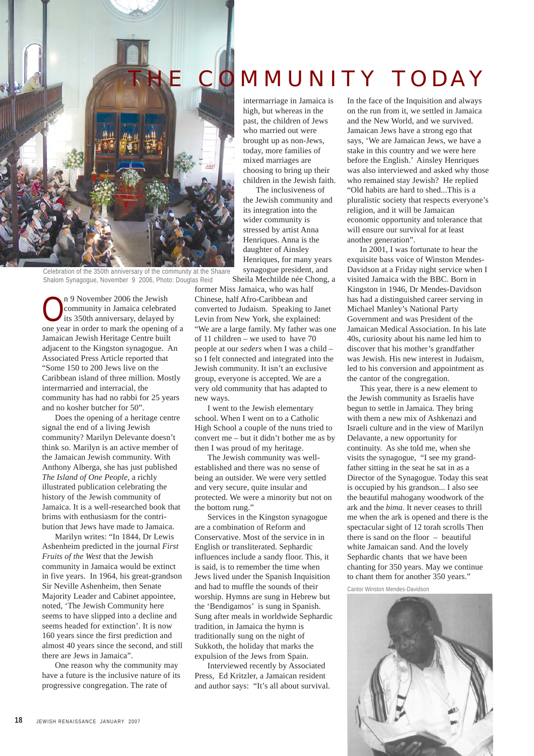# THE COMMUNITY TODAY

Celebration of the 350th anniversary of the community at the Shaare Shalom Synagogue, November 9 2006, Photo: Douglas Reid

On 9 November 2006 the Jewish community in Jamaica celebrated its 350th anniversary, delayed by one year in order to mark the opening of a Jamaican Jewish Heritage Centre built adjacent to the Kingston synagogue. An Associated Press Article reported that "Some 150 to 200 Jews live on the Caribbean island of three million. Mostly intermarried and interracial, the community has had no rabbi for 25 years and no kosher butcher for 50".

Does the opening of a heritage centre signal the end of a living Jewish community? Marilyn Delevante doesn't think so. Marilyn is an active member of the Jamaican Jewish community. With Anthony Alberga, she has just published *The Island of One People*, a richly illustrated publication celebrating the history of the Jewish community of Jamaica. It is a well-researched book that brims with enthusiasm for the contribution that Jews have made to Jamaica.

Marilyn writes: "In 1844, Dr Lewis Ashenheim predicted in the journal *First Fruits of the West* that the Jewish community in Jamaica would be extinct in five years. In 1964, his great-grandson Sir Neville Ashenheim, then Senate Majority Leader and Cabinet appointee, noted, 'The Jewish Community here seems to have slipped into a decline and seems headed for extinction'. It is now 160 years since the first prediction and almost 40 years since the second, and still there are Jews in Jamaica".

One reason why the community may have a future is the inclusive nature of its progressive congregation. The rate of intermarriage in Jamaica is high, but whereas in the past, the children of Jews who married out were brought up as non-Jews, today, more families of mixed marriages are choosing to bring up their children in the Jewish faith.

The inclusiveness of the Jewish community and its integration into the wider community is stressed by artist Anna Henriques. Anna is the daughter of Ainsley Henriques, for many years synagogue president, and Sheila Mechtilde née Chong, a former Miss Jamaica, who was half Chinese, half Afro-Caribbean and converted to Judaism. Speaking to Janet Levin from New York, she explained: "We are a large family. My father was one of 11 children – we used to have 70 people at our *seders* when I was a child – so I felt connected and integrated into the Jewish community. It isn't an exclusive group, everyone is accepted. We are a very old community that has adapted to new ways.

I went to the Jewish elementary school. When I went on to a Catholic High School a couple of the nuns tried to convert me – but it didn't bother me as by then I was proud of my heritage.

The Jewish community was well-established and there was no sense of being an outsider. We were very settled and very secure, quite insular and protected. We were a minority but not on the bottom rung."

Services in the Kingston synagogue are a combination of Reform and Conservative. Most of the service in in English or transliterated. Sephardic influences include a sandy floor. This, it is said, is to remember the time when Jews lived under the Spanish Inquisition and had to muffle the sounds of their worship. Hymns are sung in Hebrew but the 'Bendigamos' is sung in Spanish. Sung after meals in worldwide Sephardic tradition, in Jamaica the hymn is traditionally sung on the night of Sukkoth, the holiday that marks the expulsion of the Jews from Spain.

Interviewed recently by Associated Press, Ed Kritzler, a Jamaican resident and author says: "It's all about survival. In the face of the Inquisition and always on the run from it, we settled in Jamaica and the New World, and we survived. Jamaican Jews have a strong ego that says, 'We are Jamaican Jews, we have a stake in this country and we were here before the English.' Ainsley Henriques was also interviewed and asked why those who remained stay Jewish? He replied "Old habits are hard to shed...This is a pluralistic society that respects everyone's religion, and it will be Jamaican economic opportunity and tolerance that will ensure our survival for at least another generation".

In 2001, I was fortunate to hear the exquisite bass voice of Winston Mendes-Davidson at a Friday night service when I visited Jamaica with the BBC. Born in Kingston in 1946, Dr Mendes-Davidson has had a distinguished career serving in Michael Manley's National Party Government and was President of the Jamaican Medical Association. In his late 40s, curiosity about his name led him to discover that his mother's grandfather was Jewish. His new interest in Judaism, led to his conversion and appointment as the cantor of the congregation.

This year, there is a new element to the Jewish community as Israelis have begun to settle in Jamaica. They bring with them a new mix of Ashkenazi and Israeli culture and in the view of Marilyn Delavante, a new opportunity for continuity. As she told me, when she visits the synagogue, "I see my grand-father sitting in the seat he sat in as a Director of the Synagogue. Today this seat is occupied by his grandson... I also see the beautiful mahogany woodwork of the ark and the *bima*. It never ceases to thrill me when the ark is opened and there is the spectacular sight of 12 torah scrolls Then there is sand on the floor – beautiful white Jamaican sand. And the lovely Sephardic chants that we have been chanting for 350 years. May we continue to chant them for another 350 years."

Cantor Winston Mendes-Davidson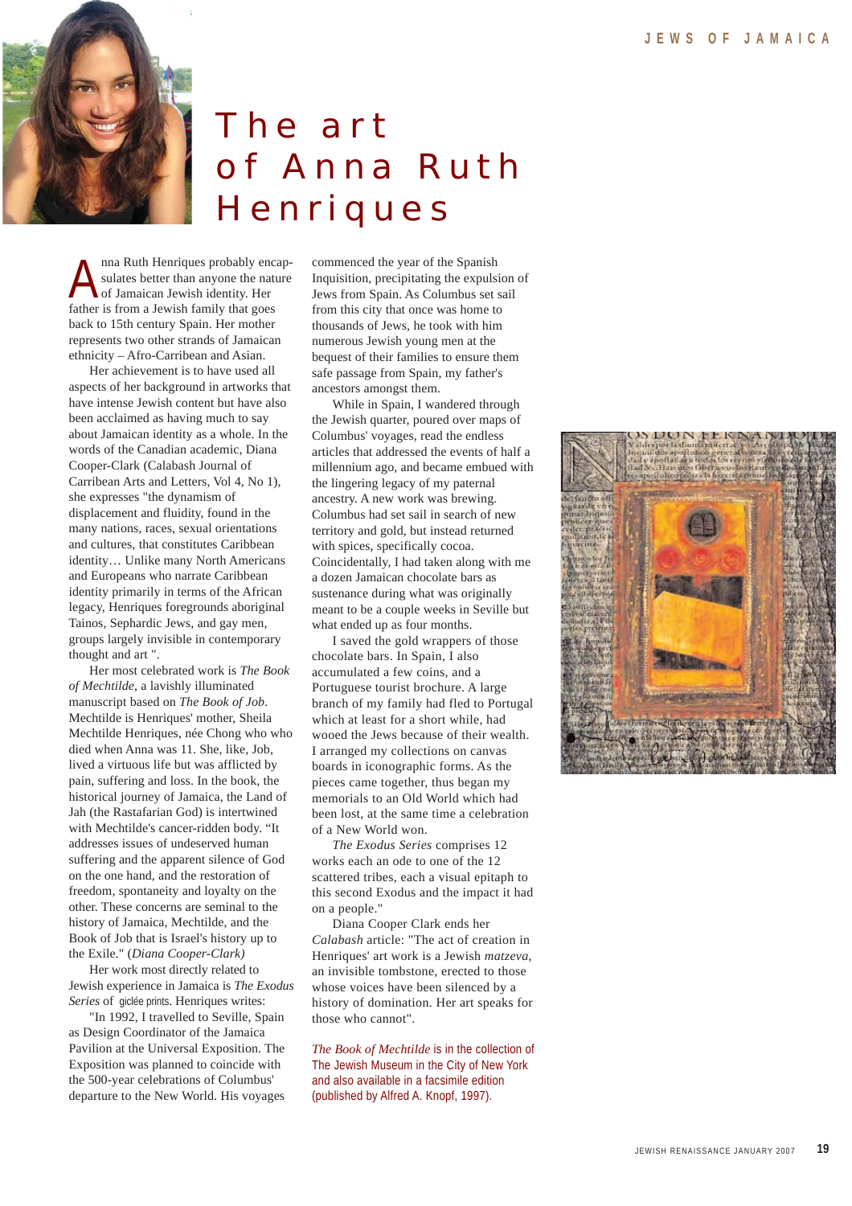# The art of Anna Ruth Henriques

Anna Ruth Henriques probably encapsulates better than anyone the nature of Jamaican Jewish identity. Her father is from a Jewish family that goes back to 15th century Spain. Her mother represents two other strands of Jamaican ethnicity – Afro-Carribean and Asian.

Her achievement is to have used all aspects of her background in artworks that have intense Jewish content but have also been acclaimed as having much to say about Jamaican identity as a whole. In the words of the Canadian academic, Diana Cooper-Clark (Calabash Journal of Carribean Arts and Letters, Vol 4, No 1), she expresses "the dynamism of displacement and fluidity, found in the many nations, races, sexual orientations and cultures, that constitutes Caribbean identity… Unlike many North Americans and Europeans who narrate Caribbean identity primarily in terms of the African legacy, Henriques foregrounds aboriginal Tainos, Sephardic Jews, and gay men, groups largely invisible in contemporary thought and art ".

Her most celebrated work is *The Book of Mechtilde*, a lavishly illuminated manuscript based on *The Book of Job*. Mechtilde is Henriques' mother, Sheila Mechtilde Henriques, née Chong who who died when Anna was 11. She, like, Job, lived a virtuous life but was afflicted by pain, suffering and loss. In the book, the historical journey of Jamaica, the Land of Jah (the Rastafarian God) is intertwined with Mechtilde's cancer-ridden body. "It addresses issues of undeserved human suffering and the apparent silence of God on the one hand, and the restoration of freedom, spontaneity and loyalty on the other. These concerns are seminal to the history of Jamaica, Mechtilde, and the Book of Job that is Israel's history up to the Exile." (*Diana Cooper-Clark)*

Her work most directly related to Jewish experience in Jamaica is *The Exodus Series* of giclée prints. Henriques writes:

"In 1992, I travelled to Seville, Spain as Design Coordinator of the Jamaica Pavilion at the Universal Exposition. The Exposition was planned to coincide with the 500-year celebrations of Columbus' departure to the New World. His voyages commenced the year of the Spanish Inquisition, precipitating the expulsion of Jews from Spain. As Columbus set sail from this city that once was home to thousands of Jews, he took with him numerous Jewish young men at the bequest of their families to ensure them safe passage from Spain, my father's ancestors amongst them.

While in Spain, I wandered through the Jewish quarter, poured over maps of Columbus' voyages, read the endless articles that addressed the events of half a millennium ago, and became embued with the lingering legacy of my paternal ancestry. A new work was brewing. Columbus had set sail in search of new territory and gold, but instead returned with spices, specifically cocoa. Coincidentally, I had taken along with me a dozen Jamaican chocolate bars as sustenance during what was originally meant to be a couple weeks in Seville but what ended up as four months.

I saved the gold wrappers of those chocolate bars. In Spain, I also accumulated a few coins, and a Portuguese tourist brochure. A large branch of my family had fled to Portugal which at least for a short while, had wooed the Jews because of their wealth. I arranged my collections on canvas boards in iconographic forms. As the pieces came together, thus began my memorials to an Old World which had been lost, at the same time a celebration of a New World won.

*The Exodus Series* comprises 12 works each an ode to one of the 12 scattered tribes, each a visual epitaph to this second Exodus and the impact it had on a people."

Diana Cooper Clark ends her *Calabash* article: "The act of creation in Henriques' art work is a Jewish *matzeva*, an invisible tombstone, erected to those whose voices have been silenced by a history of domination. Her art speaks for those who cannot".

*The Book of Mechtilde* is in the collection of The Jewish Museum in the City of New York and also available in a facsimile edition (published by Alfred A. Knopf, 1997).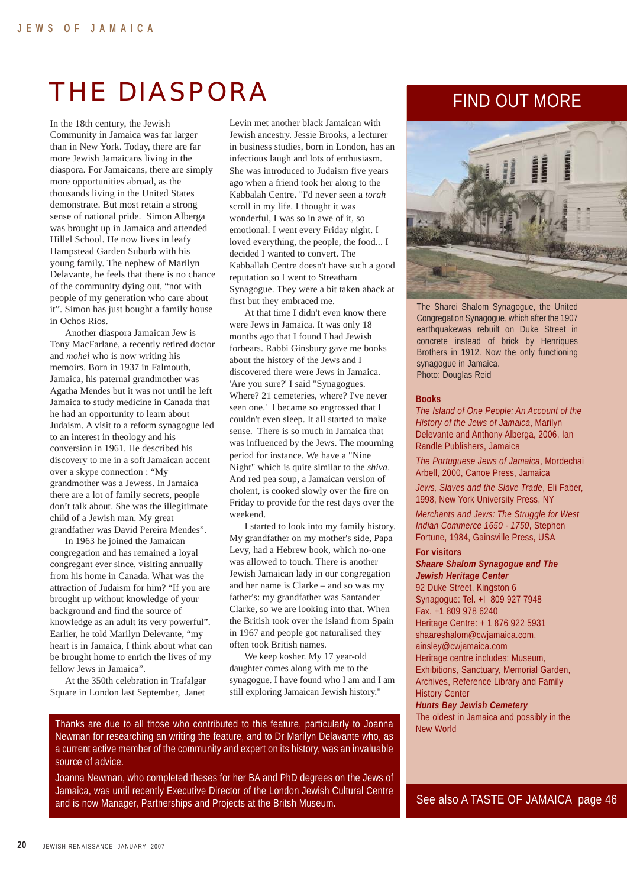# THE DIASPORA

In the 18th century, the Jewish Community in Jamaica was far larger than in New York. Today, there are far more Jewish Jamaicans living in the diaspora. For Jamaicans, there are simply more opportunities abroad, as the thousands living in the United States demonstrate. But most retain a strong sense of national pride. Simon Alberga was brought up in Jamaica and attended Hillel School. He now lives in leafy Hampstead Garden Suburb with his young family. The nephew of Marilyn Delavante, he feels that there is no chance of the community dying out, "not with people of my generation who care about it". Simon has just bought a family house in Ochos Rios.

Another diaspora Jamaican Jew is Tony MacFarlane, a recently retired doctor and *mohel* who is now writing his memoirs. Born in 1937 in Falmouth, Jamaica, his paternal grandmother was Agatha Mendes but it was not until he left Jamaica to study medicine in Canada that he had an opportunity to learn about Judaism. A visit to a reform synagogue led to an interest in theology and his conversion in 1961. He described his discovery to me in a soft Jamaican accent over a skype connection : "My grandmother was a Jewess. In Jamaica there are a lot of family secrets, people don't talk about. She was the illegitimate child of a Jewish man. My great grandfather was David Pereira Mendes".

In 1963 he joined the Jamaican congregation and has remained a loyal congregant ever since, visiting annually from his home in Canada. What was the attraction of Judaism for him? "If you are brought up without knowledge of your background and find the source of knowledge as an adult its very powerful". Earlier, he told Marilyn Delevante, "my heart is in Jamaica, I think about what can be brought home to enrich the lives of my fellow Jews in Jamaica".

At the 350th celebration in Trafalgar Square in London last September, Janet Levin met another black Jamaican with Jewish ancestry. Jessie Brooks, a lecturer in business studies, born in London, has an infectious laugh and lots of enthusiasm. She was introduced to Judaism five years ago when a friend took her along to the Kabbalah Centre. "I'd never seen a *torah* scroll in my life. I thought it was wonderful, I was so in awe of it, so emotional. I went every Friday night. I loved everything, the people, the food... I decided I wanted to convert. The Kabballah Centre doesn't have such a good reputation so I went to Streatham Synagogue. They were a bit taken aback at first but they embraced me.

At that time I didn't even know there were Jews in Jamaica. It was only 18 months ago that I found I had Jewish forbears. Rabbi Ginsbury gave me books about the history of the Jews and I discovered there were Jews in Jamaica. 'Are you sure?' I said "Synagogues. Where? 21 cemeteries, where? I've never seen one.' I became so engrossed that I couldn't even sleep. It all started to make sense. There is so much in Jamaica that was influenced by the Jews. The mourning period for instance. We have a "Nine Night" which is quite similar to the *shiva*. And red pea soup, a Jamaican version of cholent, is cooked slowly over the fire on Friday to provide for the rest days over the weekend.

I started to look into my family history. My grandfather on my mother's side, Papa Levy, had a Hebrew book, which no-one was allowed to touch. There is another Jewish Jamaican lady in our congregation and her name is Clarke – and so was my father's: my grandfather was Santander Clarke, so we are looking into that. When the British took over the island from Spain in 1967 and people got naturalised they often took British names.

We keep kosher. My 17 year-old daughter comes along with me to the synagogue. I have found who I am and I am still exploring Jamaican Jewish history."

Thanks are due to all those who contributed to this feature, particularly to Joanna Newman for researching an writing the feature, and to Dr Marilyn Delavante who, as a current active member of the community and expert on its history, was an invaluable source of advice.

Joanna Newman, who completed theses for her BA and PhD degrees on the Jews of Jamaica, was until recently Executive Director of the London Jewish Cultural Centre and is now Manager, Partnerships and Projects at the Britsh Museum.

## FIND OUT MORE

The Sharei Shalom Synagogue, the United Congregation Synagogue, which after the 1907 earthquakewas rebuilt on Duke Street in concrete instead of brick by Henriques Brothers in 1912. Now the only functioning synagogue in Jamaica.
Photo: Douglas Reid

### Books

*The Island of One People: An Account of the History of the Jews of Jamaica*, Marilyn Delevante and Anthony Alberga, 2006, Ian Randle Publishers, Jamaica

*The Portuguese Jews of Jamaica*, Mordechai Arbell, 2000, Canoe Press, Jamaica

*Jews, Slaves and the Slave Trade*, Eli Faber, 1998, New York University Press, NY

*Merchants and Jews: The Struggle for West Indian Commerce 1650 - 1750*, Stephen Fortune, 1984, Gainsville Press, USA

### For visitors

***Shaare Shalom Synagogue and The Jewish Heritage Center***
92 Duke Street, Kingston 6
Synagogue: Tel. +l 809 927 7948
Fax. +1 809 978 6240
Heritage Centre: + 1 876 922 5931
shaareshalom@cwjamaica.com,
ainsley@cwjamaica.com
Heritage centre includes: Museum, Exhibitions, Sanctuary, Memorial Garden, Archives, Reference Library and Family History Center

***Hunts Bay Jewish Cemetery***
The oldest in Jamaica and possibly in the New World

See also A TASTE OF JAMAICA page 46